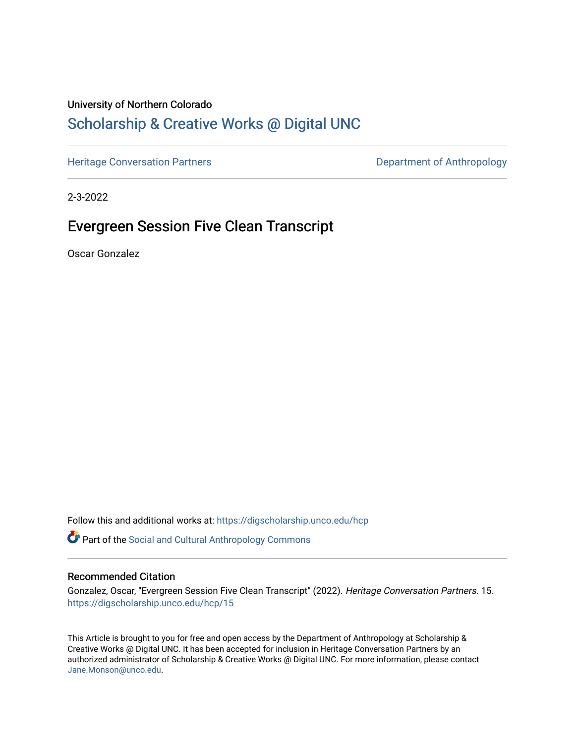University of Northern Colorado

# Scholarship & Creative Works @ Digital UNC

Heritage Conversation Partners | Department of Anthropology

2-3-2022

## Evergreen Session Five Clean Transcript

Oscar Gonzalez

Follow this and additional works at: https://digscholarship.unco.edu/hcp

Part of the Social and Cultural Anthropology Commons

### Recommended Citation

Gonzalez, Oscar, "Evergreen Session Five Clean Transcript" (2022). *Heritage Conversation Partners*. 15.
https://digscholarship.unco.edu/hcp/15

This Article is brought to you for free and open access by the Department of Anthropology at Scholarship & Creative Works @ Digital UNC. It has been accepted for inclusion in Heritage Conversation Partners by an authorized administrator of Scholarship & Creative Works @ Digital UNC. For more information, please contact Jane.Monson@unco.edu.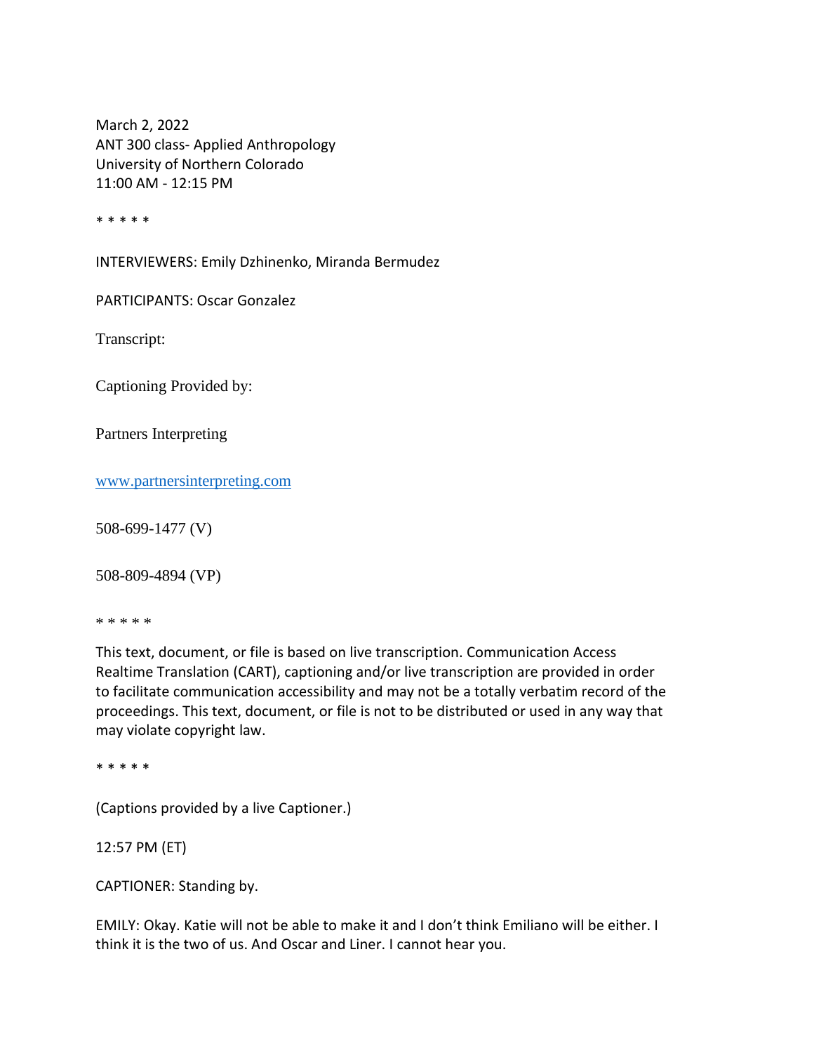March 2, 2022
ANT 300 class- Applied Anthropology
University of Northern Colorado
11:00 AM - 12:15 PM

* * * * *

INTERVIEWERS: Emily Dzhinenko, Miranda Bermudez

PARTICIPANTS: Oscar Gonzalez

Transcript:

Captioning Provided by:

Partners Interpreting

www.partnersinterpreting.com

508-699-1477 (V)

508-809-4894 (VP)

* * * * *

This text, document, or file is based on live transcription. Communication Access Realtime Translation (CART), captioning and/or live transcription are provided in order to facilitate communication accessibility and may not be a totally verbatim record of the proceedings. This text, document, or file is not to be distributed or used in any way that may violate copyright law.

* * * * *

(Captions provided by a live Captioner.)

12:57 PM (ET)

CAPTIONER: Standing by.

EMILY: Okay. Katie will not be able to make it and I don't think Emiliano will be either. I think it is the two of us. And Oscar and Liner. I cannot hear you.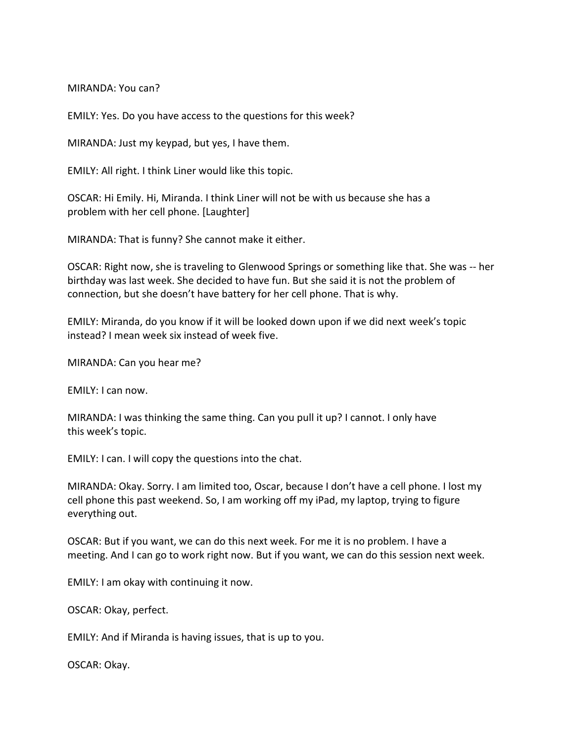MIRANDA: You can?

EMILY: Yes. Do you have access to the questions for this week?

MIRANDA: Just my keypad, but yes, I have them.

EMILY: All right. I think Liner would like this topic.

OSCAR: Hi Emily. Hi, Miranda. I think Liner will not be with us because she has a problem with her cell phone. [Laughter]

MIRANDA: That is funny? She cannot make it either.

OSCAR: Right now, she is traveling to Glenwood Springs or something like that. She was -- her birthday was last week. She decided to have fun. But she said it is not the problem of connection, but she doesn't have battery for her cell phone. That is why.

EMILY: Miranda, do you know if it will be looked down upon if we did next week's topic instead? I mean week six instead of week five.

MIRANDA: Can you hear me?

EMILY: I can now.

MIRANDA: I was thinking the same thing. Can you pull it up? I cannot. I only have this week's topic.

EMILY: I can. I will copy the questions into the chat.

MIRANDA: Okay. Sorry. I am limited too, Oscar, because I don't have a cell phone. I lost my cell phone this past weekend. So, I am working off my iPad, my laptop, trying to figure everything out.

OSCAR: But if you want, we can do this next week. For me it is no problem. I have a meeting. And I can go to work right now. But if you want, we can do this session next week.

EMILY: I am okay with continuing it now.

OSCAR: Okay, perfect.

EMILY: And if Miranda is having issues, that is up to you.

OSCAR: Okay.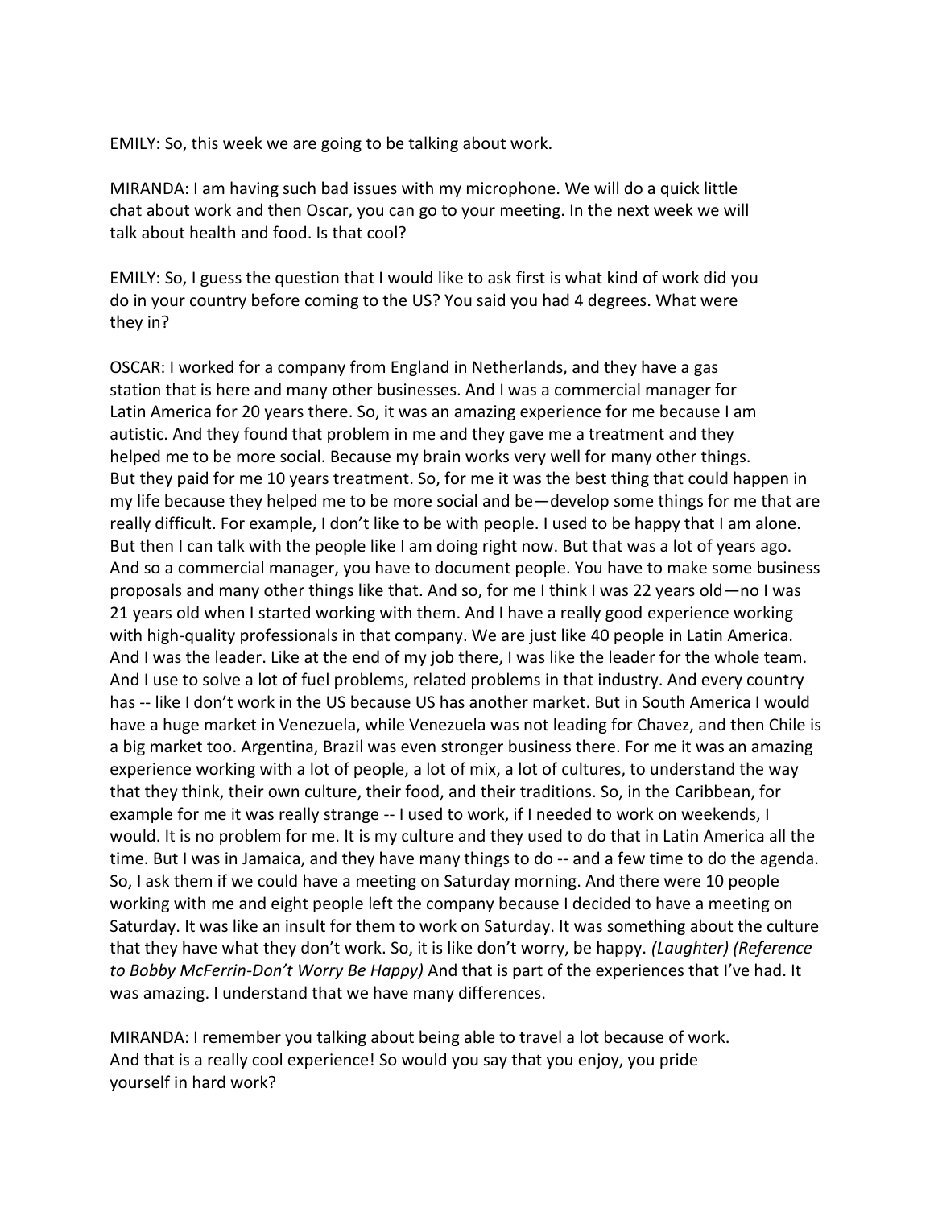EMILY: So, this week we are going to be talking about work.

MIRANDA: I am having such bad issues with my microphone. We will do a quick little chat about work and then Oscar, you can go to your meeting. In the next week we will talk about health and food. Is that cool?

EMILY: So, I guess the question that I would like to ask first is what kind of work did you do in your country before coming to the US? You said you had 4 degrees. What were they in?

OSCAR: I worked for a company from England in Netherlands, and they have a gas station that is here and many other businesses. And I was a commercial manager for Latin America for 20 years there. So, it was an amazing experience for me because I am autistic. And they found that problem in me and they gave me a treatment and they helped me to be more social. Because my brain works very well for many other things. But they paid for me 10 years treatment. So, for me it was the best thing that could happen in my life because they helped me to be more social and be—develop some things for me that are really difficult. For example, I don't like to be with people. I used to be happy that I am alone. But then I can talk with the people like I am doing right now. But that was a lot of years ago. And so a commercial manager, you have to document people. You have to make some business proposals and many other things like that. And so, for me I think I was 22 years old—no I was 21 years old when I started working with them. And I have a really good experience working with high-quality professionals in that company. We are just like 40 people in Latin America. And I was the leader. Like at the end of my job there, I was like the leader for the whole team. And I use to solve a lot of fuel problems, related problems in that industry. And every country has -- like I don't work in the US because US has another market. But in South America I would have a huge market in Venezuela, while Venezuela was not leading for Chavez, and then Chile is a big market too. Argentina, Brazil was even stronger business there. For me it was an amazing experience working with a lot of people, a lot of mix, a lot of cultures, to understand the way that they think, their own culture, their food, and their traditions. So, in the Caribbean, for example for me it was really strange -- I used to work, if I needed to work on weekends, I would. It is no problem for me. It is my culture and they used to do that in Latin America all the time. But I was in Jamaica, and they have many things to do -- and a few time to do the agenda. So, I ask them if we could have a meeting on Saturday morning. And there were 10 people working with me and eight people left the company because I decided to have a meeting on Saturday. It was like an insult for them to work on Saturday. It was something about the culture that they have what they don't work. So, it is like don't worry, be happy. *(Laughter) (Reference to Bobby McFerrin-Don't Worry Be Happy)* And that is part of the experiences that I've had. It was amazing. I understand that we have many differences.

MIRANDA: I remember you talking about being able to travel a lot because of work. And that is a really cool experience! So would you say that you enjoy, you pride yourself in hard work?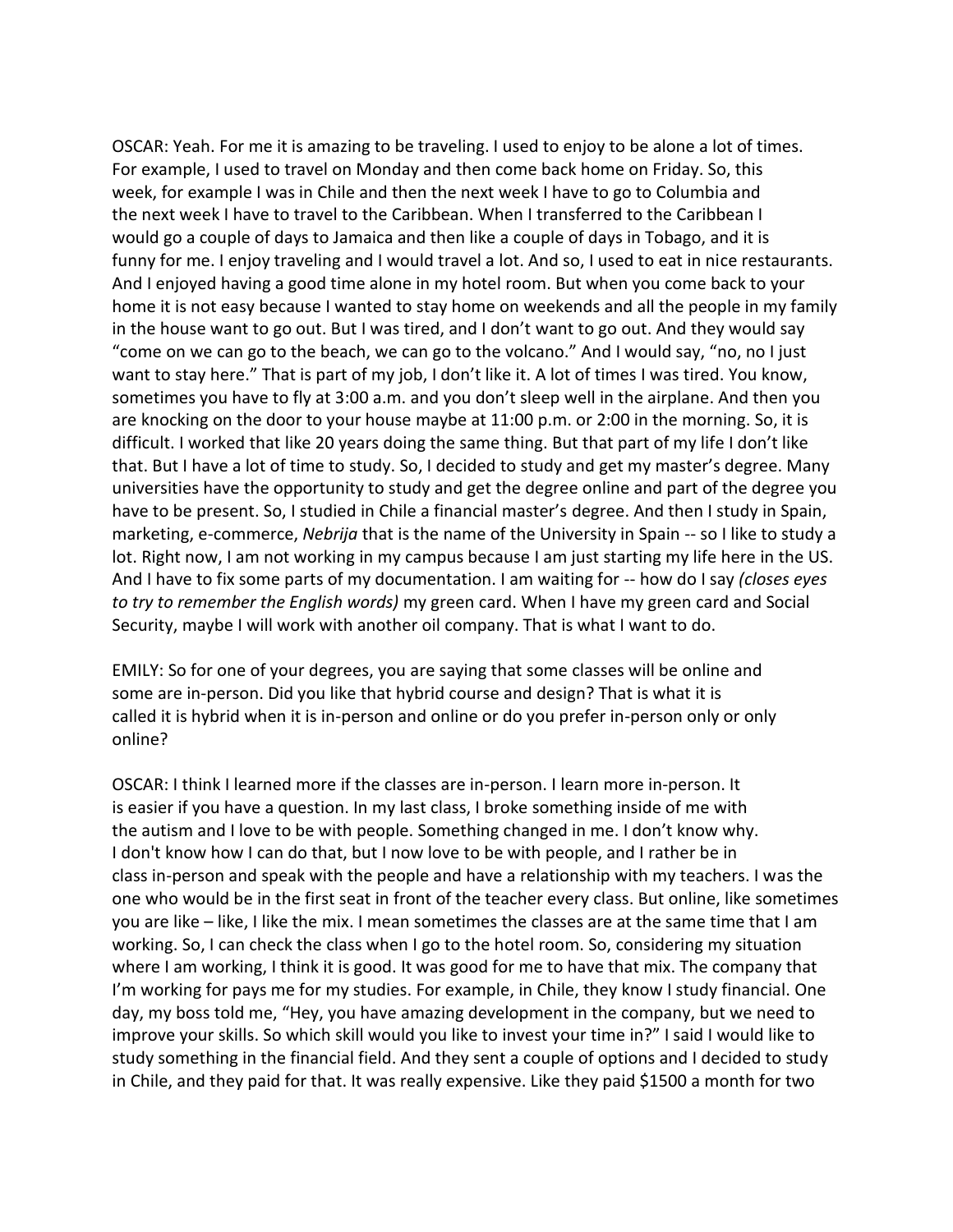OSCAR: Yeah. For me it is amazing to be traveling. I used to enjoy to be alone a lot of times. For example, I used to travel on Monday and then come back home on Friday. So, this week, for example I was in Chile and then the next week I have to go to Columbia and the next week I have to travel to the Caribbean. When I transferred to the Caribbean I would go a couple of days to Jamaica and then like a couple of days in Tobago, and it is funny for me. I enjoy traveling and I would travel a lot. And so, I used to eat in nice restaurants. And I enjoyed having a good time alone in my hotel room. But when you come back to your home it is not easy because I wanted to stay home on weekends and all the people in my family in the house want to go out. But I was tired, and I don't want to go out. And they would say "come on we can go to the beach, we can go to the volcano." And I would say, "no, no I just want to stay here." That is part of my job, I don't like it. A lot of times I was tired. You know, sometimes you have to fly at 3:00 a.m. and you don't sleep well in the airplane. And then you are knocking on the door to your house maybe at 11:00 p.m. or 2:00 in the morning. So, it is difficult. I worked that like 20 years doing the same thing. But that part of my life I don't like that. But I have a lot of time to study. So, I decided to study and get my master's degree. Many universities have the opportunity to study and get the degree online and part of the degree you have to be present. So, I studied in Chile a financial master's degree. And then I study in Spain, marketing, e-commerce, *Nebrija* that is the name of the University in Spain -- so I like to study a lot. Right now, I am not working in my campus because I am just starting my life here in the US. And I have to fix some parts of my documentation. I am waiting for -- how do I say *(closes eyes to try to remember the English words)* my green card. When I have my green card and Social Security, maybe I will work with another oil company. That is what I want to do.

EMILY: So for one of your degrees, you are saying that some classes will be online and some are in-person. Did you like that hybrid course and design? That is what it is called it is hybrid when it is in-person and online or do you prefer in-person only or only online?

OSCAR: I think I learned more if the classes are in-person. I learn more in-person. It is easier if you have a question. In my last class, I broke something inside of me with the autism and I love to be with people. Something changed in me. I don't know why. I don't know how I can do that, but I now love to be with people, and I rather be in class in-person and speak with the people and have a relationship with my teachers. I was the one who would be in the first seat in front of the teacher every class. But online, like sometimes you are like – like, I like the mix. I mean sometimes the classes are at the same time that I am working. So, I can check the class when I go to the hotel room. So, considering my situation where I am working, I think it is good. It was good for me to have that mix. The company that I'm working for pays me for my studies. For example, in Chile, they know I study financial. One day, my boss told me, "Hey, you have amazing development in the company, but we need to improve your skills. So which skill would you like to invest your time in?" I said I would like to study something in the financial field. And they sent a couple of options and I decided to study in Chile, and they paid for that. It was really expensive. Like they paid $1500 a month for two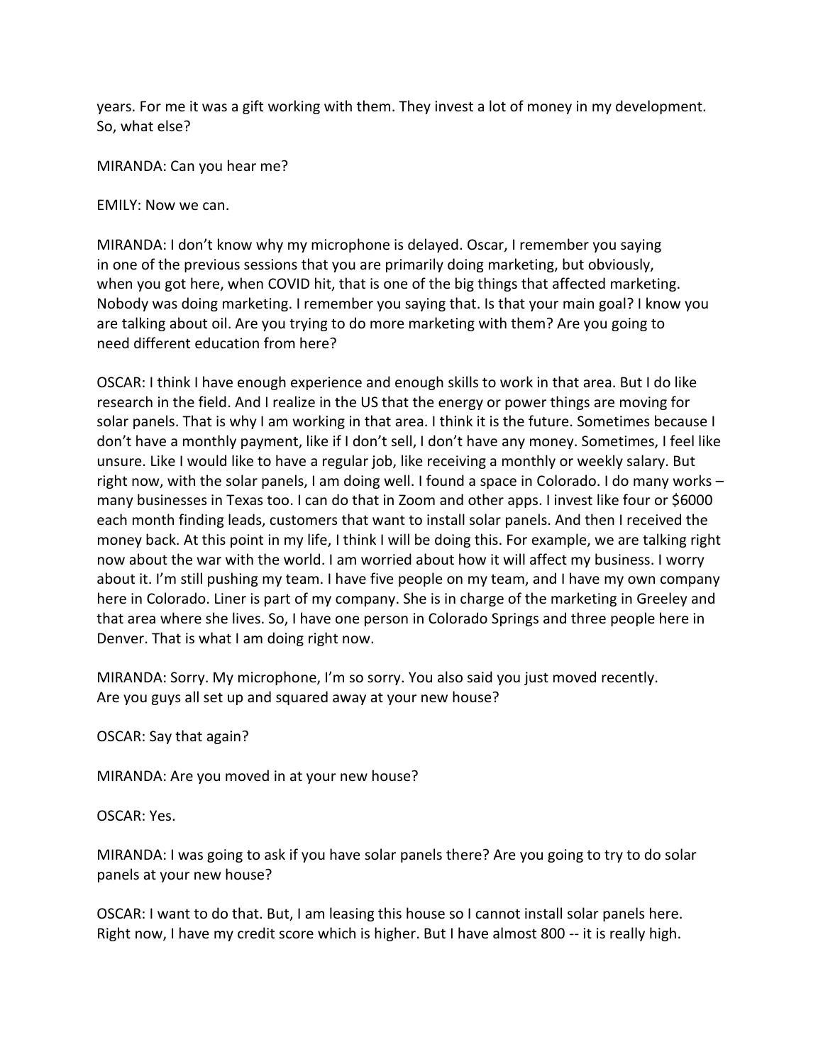years. For me it was a gift working with them. They invest a lot of money in my development. So, what else?

MIRANDA: Can you hear me?

EMILY: Now we can.

MIRANDA: I don't know why my microphone is delayed. Oscar, I remember you saying in one of the previous sessions that you are primarily doing marketing, but obviously, when you got here, when COVID hit, that is one of the big things that affected marketing. Nobody was doing marketing. I remember you saying that. Is that your main goal? I know you are talking about oil. Are you trying to do more marketing with them? Are you going to need different education from here?

OSCAR: I think I have enough experience and enough skills to work in that area. But I do like research in the field. And I realize in the US that the energy or power things are moving for solar panels. That is why I am working in that area. I think it is the future. Sometimes because I don't have a monthly payment, like if I don't sell, I don't have any money. Sometimes, I feel like unsure. Like I would like to have a regular job, like receiving a monthly or weekly salary. But right now, with the solar panels, I am doing well. I found a space in Colorado. I do many works – many businesses in Texas too. I can do that in Zoom and other apps. I invest like four or $6000 each month finding leads, customers that want to install solar panels. And then I received the money back. At this point in my life, I think I will be doing this. For example, we are talking right now about the war with the world. I am worried about how it will affect my business. I worry about it. I'm still pushing my team. I have five people on my team, and I have my own company here in Colorado. Liner is part of my company. She is in charge of the marketing in Greeley and that area where she lives. So, I have one person in Colorado Springs and three people here in Denver. That is what I am doing right now.

MIRANDA: Sorry. My microphone, I'm so sorry. You also said you just moved recently. Are you guys all set up and squared away at your new house?

OSCAR: Say that again?

MIRANDA: Are you moved in at your new house?

OSCAR: Yes.

MIRANDA: I was going to ask if you have solar panels there? Are you going to try to do solar panels at your new house?

OSCAR: I want to do that. But, I am leasing this house so I cannot install solar panels here. Right now, I have my credit score which is higher. But I have almost 800 -- it is really high.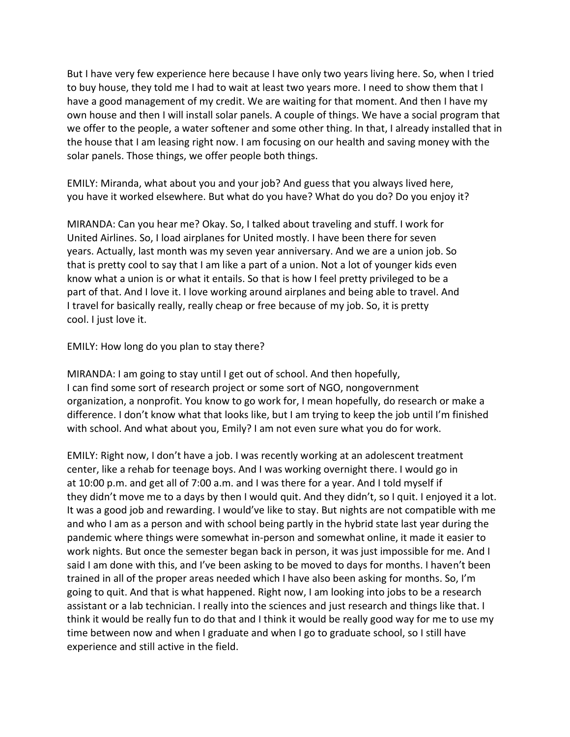But I have very few experience here because I have only two years living here. So, when I tried to buy house, they told me I had to wait at least two years more. I need to show them that I have a good management of my credit. We are waiting for that moment. And then I have my own house and then I will install solar panels. A couple of things. We have a social program that we offer to the people, a water softener and some other thing. In that, I already installed that in the house that I am leasing right now. I am focusing on our health and saving money with the solar panels. Those things, we offer people both things.

EMILY: Miranda, what about you and your job? And guess that you always lived here, you have it worked elsewhere. But what do you have? What do you do? Do you enjoy it?

MIRANDA: Can you hear me? Okay. So, I talked about traveling and stuff. I work for United Airlines. So, I load airplanes for United mostly. I have been there for seven years. Actually, last month was my seven year anniversary. And we are a union job. So that is pretty cool to say that I am like a part of a union. Not a lot of younger kids even know what a union is or what it entails. So that is how I feel pretty privileged to be a part of that. And I love it. I love working around airplanes and being able to travel. And I travel for basically really, really cheap or free because of my job. So, it is pretty cool. I just love it.

EMILY: How long do you plan to stay there?

MIRANDA: I am going to stay until I get out of school. And then hopefully, I can find some sort of research project or some sort of NGO, nongovernment organization, a nonprofit. You know to go work for, I mean hopefully, do research or make a difference. I don't know what that looks like, but I am trying to keep the job until I'm finished with school. And what about you, Emily? I am not even sure what you do for work.

EMILY: Right now, I don't have a job. I was recently working at an adolescent treatment center, like a rehab for teenage boys. And I was working overnight there. I would go in at 10:00 p.m. and get all of 7:00 a.m. and I was there for a year. And I told myself if they didn't move me to a days by then I would quit. And they didn't, so I quit. I enjoyed it a lot. It was a good job and rewarding. I would've like to stay. But nights are not compatible with me and who I am as a person and with school being partly in the hybrid state last year during the pandemic where things were somewhat in-person and somewhat online, it made it easier to work nights. But once the semester began back in person, it was just impossible for me. And I said I am done with this, and I've been asking to be moved to days for months. I haven't been trained in all of the proper areas needed which I have also been asking for months. So, I'm going to quit. And that is what happened. Right now, I am looking into jobs to be a research assistant or a lab technician. I really into the sciences and just research and things like that. I think it would be really fun to do that and I think it would be really good way for me to use my time between now and when I graduate and when I go to graduate school, so I still have experience and still active in the field.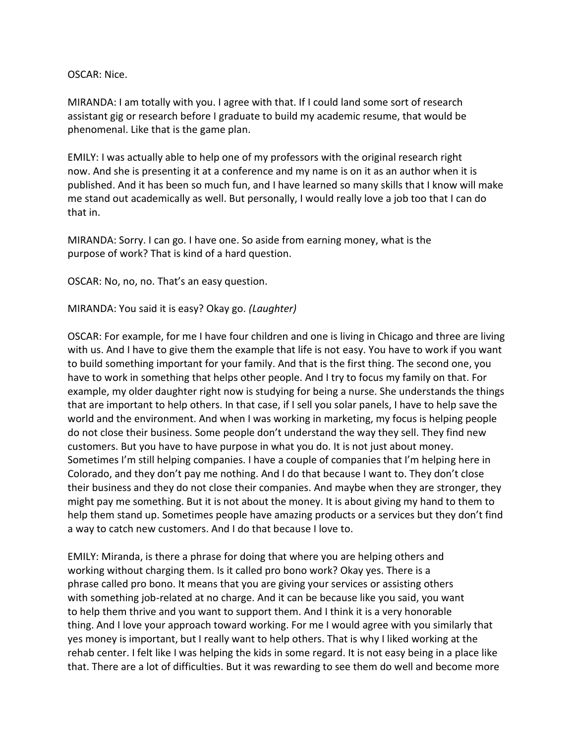OSCAR: Nice.

MIRANDA: I am totally with you. I agree with that. If I could land some sort of research assistant gig or research before I graduate to build my academic resume, that would be phenomenal. Like that is the game plan.

EMILY: I was actually able to help one of my professors with the original research right now. And she is presenting it at a conference and my name is on it as an author when it is published. And it has been so much fun, and I have learned so many skills that I know will make me stand out academically as well. But personally, I would really love a job too that I can do that in.

MIRANDA: Sorry. I can go. I have one. So aside from earning money, what is the purpose of work? That is kind of a hard question.

OSCAR: No, no, no. That's an easy question.

MIRANDA: You said it is easy? Okay go. *(Laughter)*

OSCAR: For example, for me I have four children and one is living in Chicago and three are living with us. And I have to give them the example that life is not easy. You have to work if you want to build something important for your family. And that is the first thing. The second one, you have to work in something that helps other people. And I try to focus my family on that. For example, my older daughter right now is studying for being a nurse. She understands the things that are important to help others. In that case, if I sell you solar panels, I have to help save the world and the environment. And when I was working in marketing, my focus is helping people do not close their business. Some people don't understand the way they sell. They find new customers. But you have to have purpose in what you do. It is not just about money. Sometimes I'm still helping companies. I have a couple of companies that I'm helping here in Colorado, and they don't pay me nothing. And I do that because I want to. They don't close their business and they do not close their companies. And maybe when they are stronger, they might pay me something. But it is not about the money. It is about giving my hand to them to help them stand up. Sometimes people have amazing products or a services but they don't find a way to catch new customers. And I do that because I love to.

EMILY: Miranda, is there a phrase for doing that where you are helping others and working without charging them. Is it called pro bono work? Okay yes. There is a phrase called pro bono. It means that you are giving your services or assisting others with something job-related at no charge. And it can be because like you said, you want to help them thrive and you want to support them. And I think it is a very honorable thing. And I love your approach toward working. For me I would agree with you similarly that yes money is important, but I really want to help others. That is why I liked working at the rehab center. I felt like I was helping the kids in some regard. It is not easy being in a place like that. There are a lot of difficulties. But it was rewarding to see them do well and become more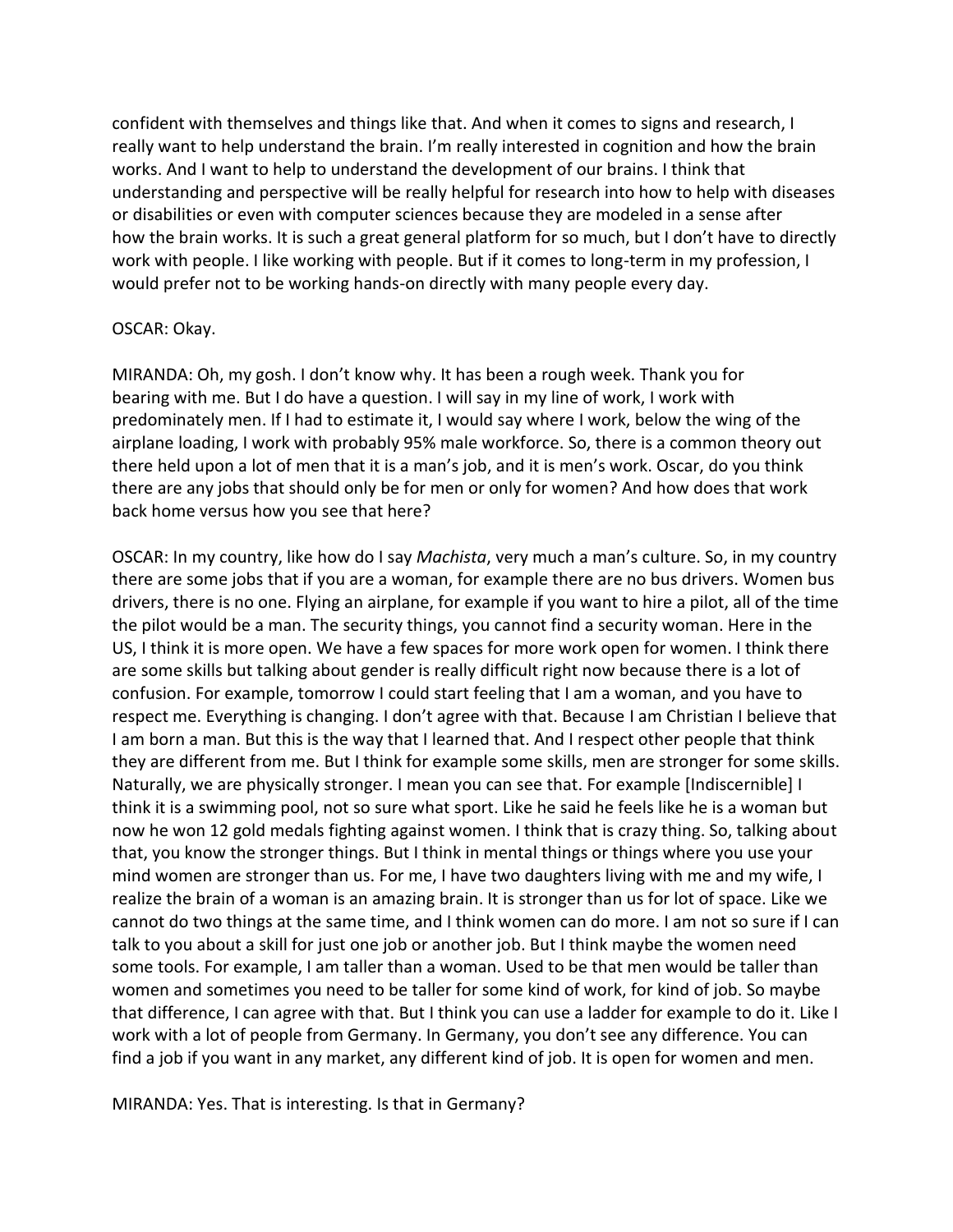confident with themselves and things like that. And when it comes to signs and research, I really want to help understand the brain. I'm really interested in cognition and how the brain works. And I want to help to understand the development of our brains. I think that understanding and perspective will be really helpful for research into how to help with diseases or disabilities or even with computer sciences because they are modeled in a sense after how the brain works. It is such a great general platform for so much, but I don't have to directly work with people. I like working with people. But if it comes to long-term in my profession, I would prefer not to be working hands-on directly with many people every day.

OSCAR: Okay.

MIRANDA: Oh, my gosh. I don't know why. It has been a rough week. Thank you for bearing with me. But I do have a question. I will say in my line of work, I work with predominately men. If I had to estimate it, I would say where I work, below the wing of the airplane loading, I work with probably 95% male workforce. So, there is a common theory out there held upon a lot of men that it is a man's job, and it is men's work. Oscar, do you think there are any jobs that should only be for men or only for women? And how does that work back home versus how you see that here?

OSCAR: In my country, like how do I say *Machista*, very much a man's culture. So, in my country there are some jobs that if you are a woman, for example there are no bus drivers. Women bus drivers, there is no one. Flying an airplane, for example if you want to hire a pilot, all of the time the pilot would be a man. The security things, you cannot find a security woman. Here in the US, I think it is more open. We have a few spaces for more work open for women. I think there are some skills but talking about gender is really difficult right now because there is a lot of confusion. For example, tomorrow I could start feeling that I am a woman, and you have to respect me. Everything is changing. I don't agree with that. Because I am Christian I believe that I am born a man. But this is the way that I learned that. And I respect other people that think they are different from me. But I think for example some skills, men are stronger for some skills. Naturally, we are physically stronger. I mean you can see that. For example [Indiscernible] I think it is a swimming pool, not so sure what sport. Like he said he feels like he is a woman but now he won 12 gold medals fighting against women. I think that is crazy thing. So, talking about that, you know the stronger things. But I think in mental things or things where you use your mind women are stronger than us. For me, I have two daughters living with me and my wife, I realize the brain of a woman is an amazing brain. It is stronger than us for lot of space. Like we cannot do two things at the same time, and I think women can do more. I am not so sure if I can talk to you about a skill for just one job or another job. But I think maybe the women need some tools. For example, I am taller than a woman. Used to be that men would be taller than women and sometimes you need to be taller for some kind of work, for kind of job. So maybe that difference, I can agree with that. But I think you can use a ladder for example to do it. Like I work with a lot of people from Germany. In Germany, you don't see any difference. You can find a job if you want in any market, any different kind of job. It is open for women and men.

MIRANDA: Yes. That is interesting. Is that in Germany?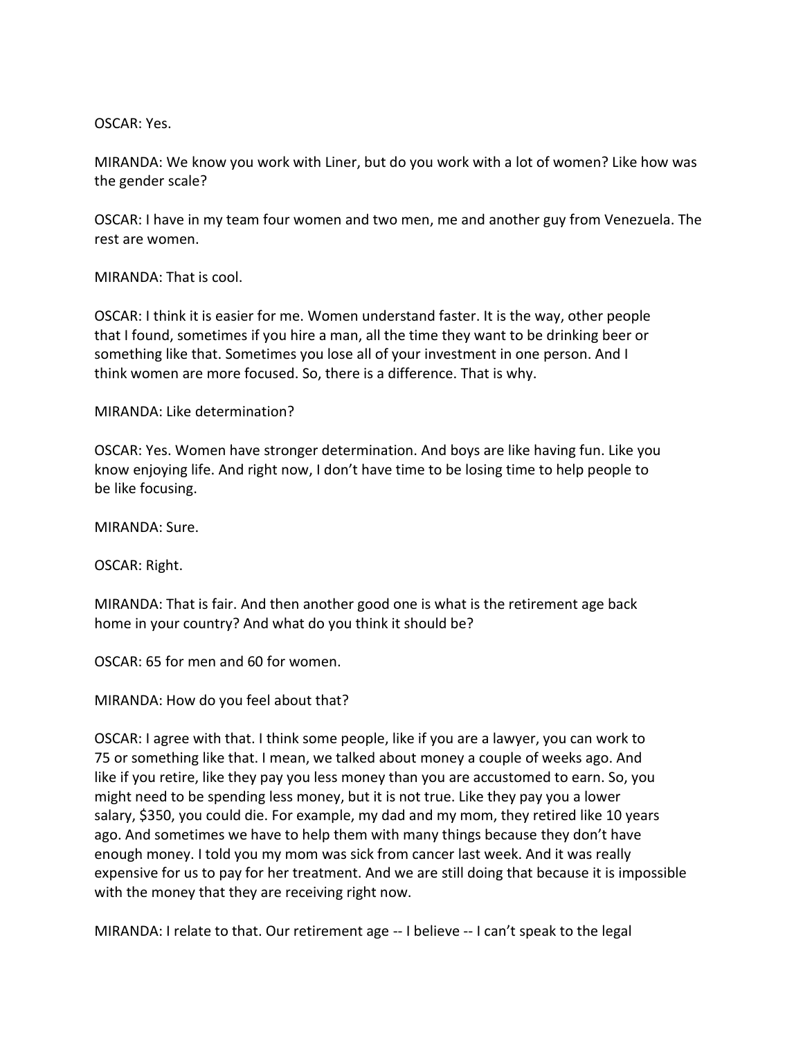OSCAR: Yes.

MIRANDA: We know you work with Liner, but do you work with a lot of women? Like how was the gender scale?

OSCAR: I have in my team four women and two men, me and another guy from Venezuela. The rest are women.

MIRANDA: That is cool.

OSCAR: I think it is easier for me. Women understand faster. It is the way, other people that I found, sometimes if you hire a man, all the time they want to be drinking beer or something like that. Sometimes you lose all of your investment in one person. And I think women are more focused. So, there is a difference. That is why.

MIRANDA: Like determination?

OSCAR: Yes. Women have stronger determination. And boys are like having fun. Like you know enjoying life. And right now, I don't have time to be losing time to help people to be like focusing.

MIRANDA: Sure.

OSCAR: Right.

MIRANDA: That is fair. And then another good one is what is the retirement age back home in your country? And what do you think it should be?

OSCAR: 65 for men and 60 for women.

MIRANDA: How do you feel about that?

OSCAR: I agree with that. I think some people, like if you are a lawyer, you can work to 75 or something like that. I mean, we talked about money a couple of weeks ago. And like if you retire, like they pay you less money than you are accustomed to earn. So, you might need to be spending less money, but it is not true. Like they pay you a lower salary, $350, you could die. For example, my dad and my mom, they retired like 10 years ago. And sometimes we have to help them with many things because they don't have enough money. I told you my mom was sick from cancer last week. And it was really expensive for us to pay for her treatment. And we are still doing that because it is impossible with the money that they are receiving right now.

MIRANDA: I relate to that. Our retirement age -- I believe -- I can't speak to the legal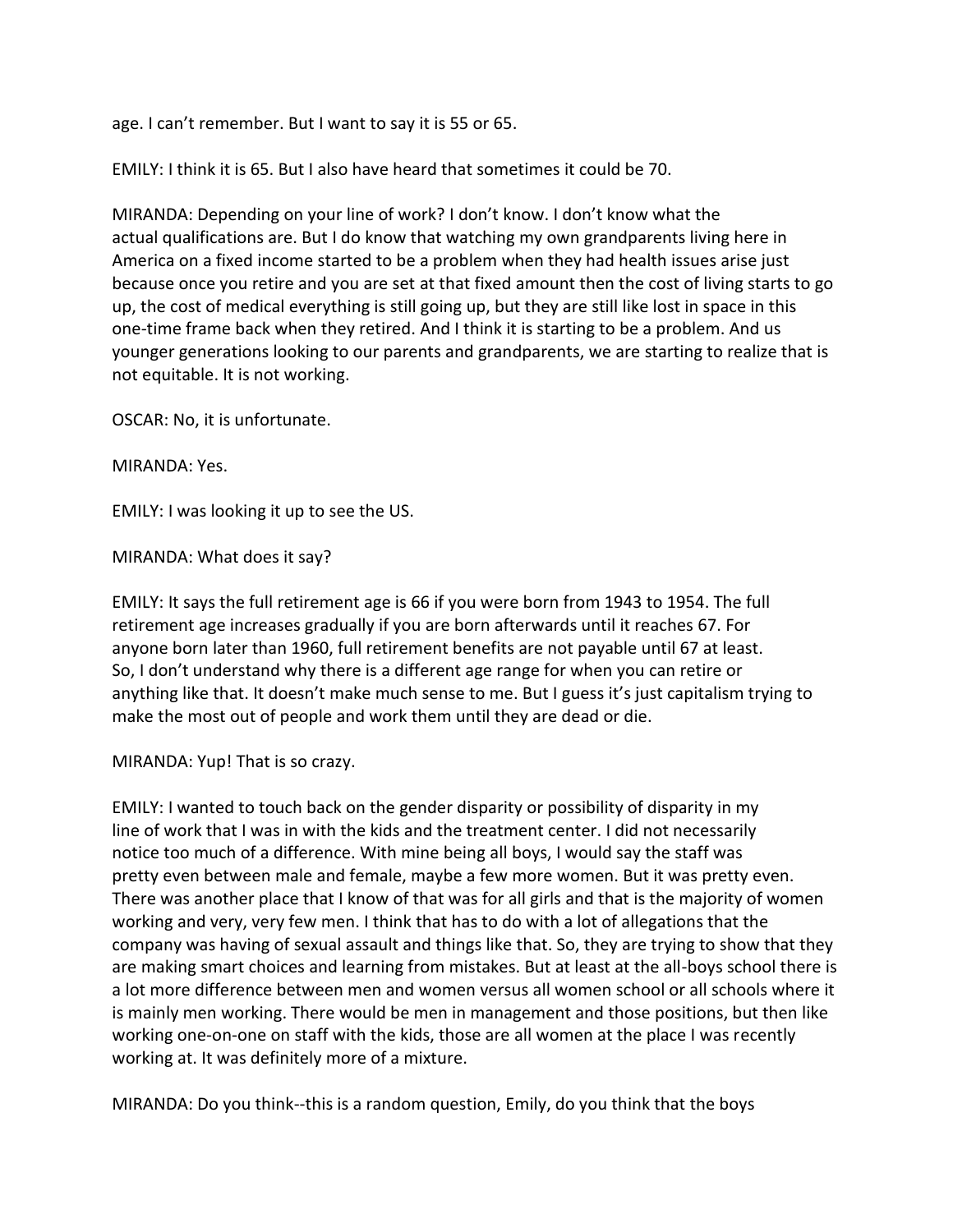age. I can't remember. But I want to say it is 55 or 65.

EMILY: I think it is 65. But I also have heard that sometimes it could be 70.

MIRANDA: Depending on your line of work? I don't know. I don't know what the actual qualifications are. But I do know that watching my own grandparents living here in America on a fixed income started to be a problem when they had health issues arise just because once you retire and you are set at that fixed amount then the cost of living starts to go up, the cost of medical everything is still going up, but they are still like lost in space in this one-time frame back when they retired. And I think it is starting to be a problem. And us younger generations looking to our parents and grandparents, we are starting to realize that is not equitable. It is not working.

OSCAR: No, it is unfortunate.

MIRANDA: Yes.

EMILY: I was looking it up to see the US.

MIRANDA: What does it say?

EMILY: It says the full retirement age is 66 if you were born from 1943 to 1954. The full retirement age increases gradually if you are born afterwards until it reaches 67. For anyone born later than 1960, full retirement benefits are not payable until 67 at least. So, I don't understand why there is a different age range for when you can retire or anything like that. It doesn't make much sense to me. But I guess it's just capitalism trying to make the most out of people and work them until they are dead or die.

MIRANDA: Yup! That is so crazy.

EMILY: I wanted to touch back on the gender disparity or possibility of disparity in my line of work that I was in with the kids and the treatment center. I did not necessarily notice too much of a difference. With mine being all boys, I would say the staff was pretty even between male and female, maybe a few more women. But it was pretty even. There was another place that I know of that was for all girls and that is the majority of women working and very, very few men. I think that has to do with a lot of allegations that the company was having of sexual assault and things like that. So, they are trying to show that they are making smart choices and learning from mistakes. But at least at the all-boys school there is a lot more difference between men and women versus all women school or all schools where it is mainly men working. There would be men in management and those positions, but then like working one-on-one on staff with the kids, those are all women at the place I was recently working at. It was definitely more of a mixture.

MIRANDA: Do you think--this is a random question, Emily, do you think that the boys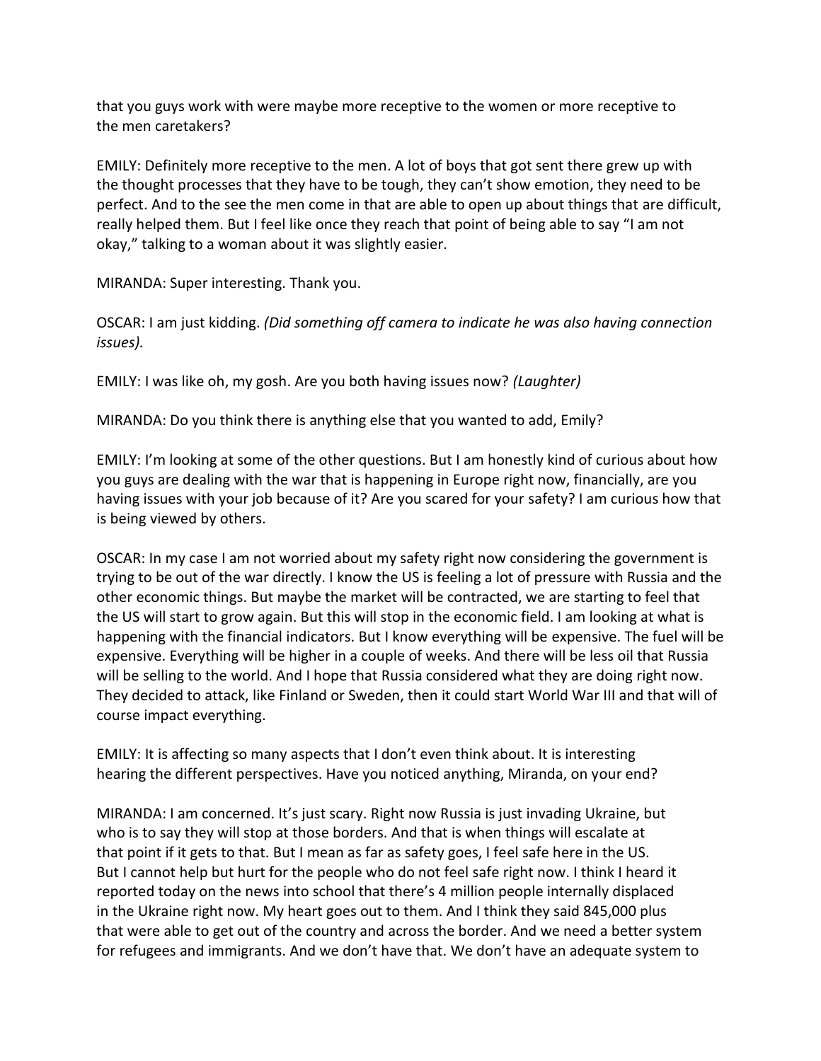that you guys work with were maybe more receptive to the women or more receptive to the men caretakers?

EMILY: Definitely more receptive to the men. A lot of boys that got sent there grew up with the thought processes that they have to be tough, they can't show emotion, they need to be perfect. And to the see the men come in that are able to open up about things that are difficult, really helped them. But I feel like once they reach that point of being able to say "I am not okay," talking to a woman about it was slightly easier.

MIRANDA: Super interesting. Thank you.

OSCAR: I am just kidding. *(Did something off camera to indicate he was also having connection issues).*

EMILY: I was like oh, my gosh. Are you both having issues now? *(Laughter)*

MIRANDA: Do you think there is anything else that you wanted to add, Emily?

EMILY: I'm looking at some of the other questions. But I am honestly kind of curious about how you guys are dealing with the war that is happening in Europe right now, financially, are you having issues with your job because of it? Are you scared for your safety? I am curious how that is being viewed by others.

OSCAR: In my case I am not worried about my safety right now considering the government is trying to be out of the war directly. I know the US is feeling a lot of pressure with Russia and the other economic things. But maybe the market will be contracted, we are starting to feel that the US will start to grow again. But this will stop in the economic field. I am looking at what is happening with the financial indicators. But I know everything will be expensive. The fuel will be expensive. Everything will be higher in a couple of weeks. And there will be less oil that Russia will be selling to the world. And I hope that Russia considered what they are doing right now. They decided to attack, like Finland or Sweden, then it could start World War III and that will of course impact everything.

EMILY: It is affecting so many aspects that I don't even think about. It is interesting hearing the different perspectives. Have you noticed anything, Miranda, on your end?

MIRANDA: I am concerned. It's just scary. Right now Russia is just invading Ukraine, but who is to say they will stop at those borders. And that is when things will escalate at that point if it gets to that. But I mean as far as safety goes, I feel safe here in the US. But I cannot help but hurt for the people who do not feel safe right now. I think I heard it reported today on the news into school that there's 4 million people internally displaced in the Ukraine right now. My heart goes out to them. And I think they said 845,000 plus that were able to get out of the country and across the border. And we need a better system for refugees and immigrants. And we don't have that. We don't have an adequate system to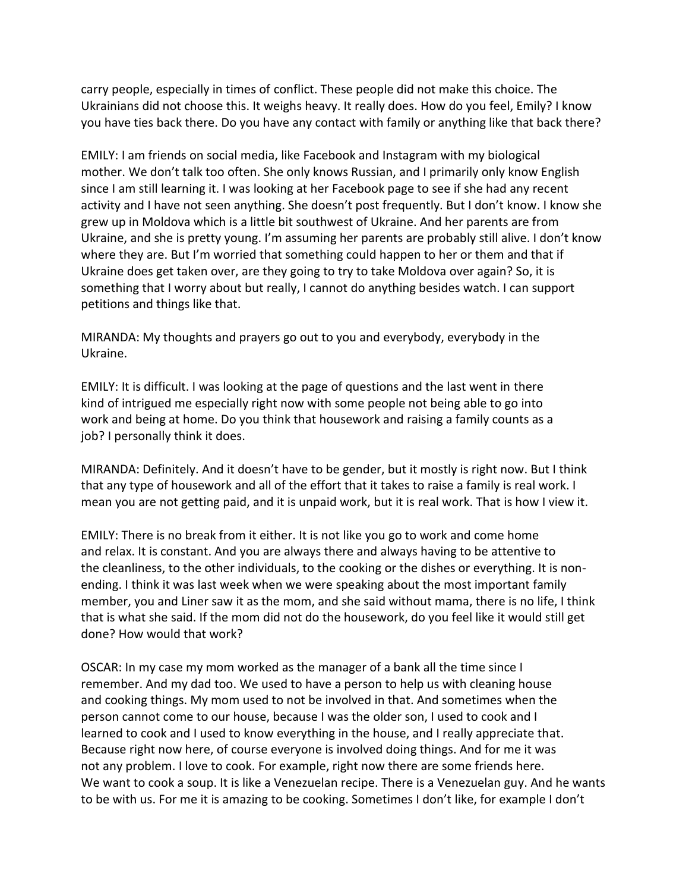carry people, especially in times of conflict. These people did not make this choice. The Ukrainians did not choose this. It weighs heavy. It really does. How do you feel, Emily? I know you have ties back there. Do you have any contact with family or anything like that back there?

EMILY: I am friends on social media, like Facebook and Instagram with my biological mother. We don't talk too often. She only knows Russian, and I primarily only know English since I am still learning it. I was looking at her Facebook page to see if she had any recent activity and I have not seen anything. She doesn't post frequently. But I don't know. I know she grew up in Moldova which is a little bit southwest of Ukraine. And her parents are from Ukraine, and she is pretty young. I'm assuming her parents are probably still alive. I don't know where they are. But I'm worried that something could happen to her or them and that if Ukraine does get taken over, are they going to try to take Moldova over again? So, it is something that I worry about but really, I cannot do anything besides watch. I can support petitions and things like that.

MIRANDA: My thoughts and prayers go out to you and everybody, everybody in the Ukraine.

EMILY: It is difficult. I was looking at the page of questions and the last went in there kind of intrigued me especially right now with some people not being able to go into work and being at home. Do you think that housework and raising a family counts as a job? I personally think it does.

MIRANDA: Definitely. And it doesn't have to be gender, but it mostly is right now. But I think that any type of housework and all of the effort that it takes to raise a family is real work. I mean you are not getting paid, and it is unpaid work, but it is real work. That is how I view it.

EMILY: There is no break from it either. It is not like you go to work and come home and relax. It is constant. And you are always there and always having to be attentive to the cleanliness, to the other individuals, to the cooking or the dishes or everything. It is non-ending. I think it was last week when we were speaking about the most important family member, you and Liner saw it as the mom, and she said without mama, there is no life, I think that is what she said. If the mom did not do the housework, do you feel like it would still get done? How would that work?

OSCAR: In my case my mom worked as the manager of a bank all the time since I remember. And my dad too. We used to have a person to help us with cleaning house and cooking things. My mom used to not be involved in that. And sometimes when the person cannot come to our house, because I was the older son, I used to cook and I learned to cook and I used to know everything in the house, and I really appreciate that. Because right now here, of course everyone is involved doing things. And for me it was not any problem. I love to cook. For example, right now there are some friends here. We want to cook a soup. It is like a Venezuelan recipe. There is a Venezuelan guy. And he wants to be with us. For me it is amazing to be cooking. Sometimes I don't like, for example I don't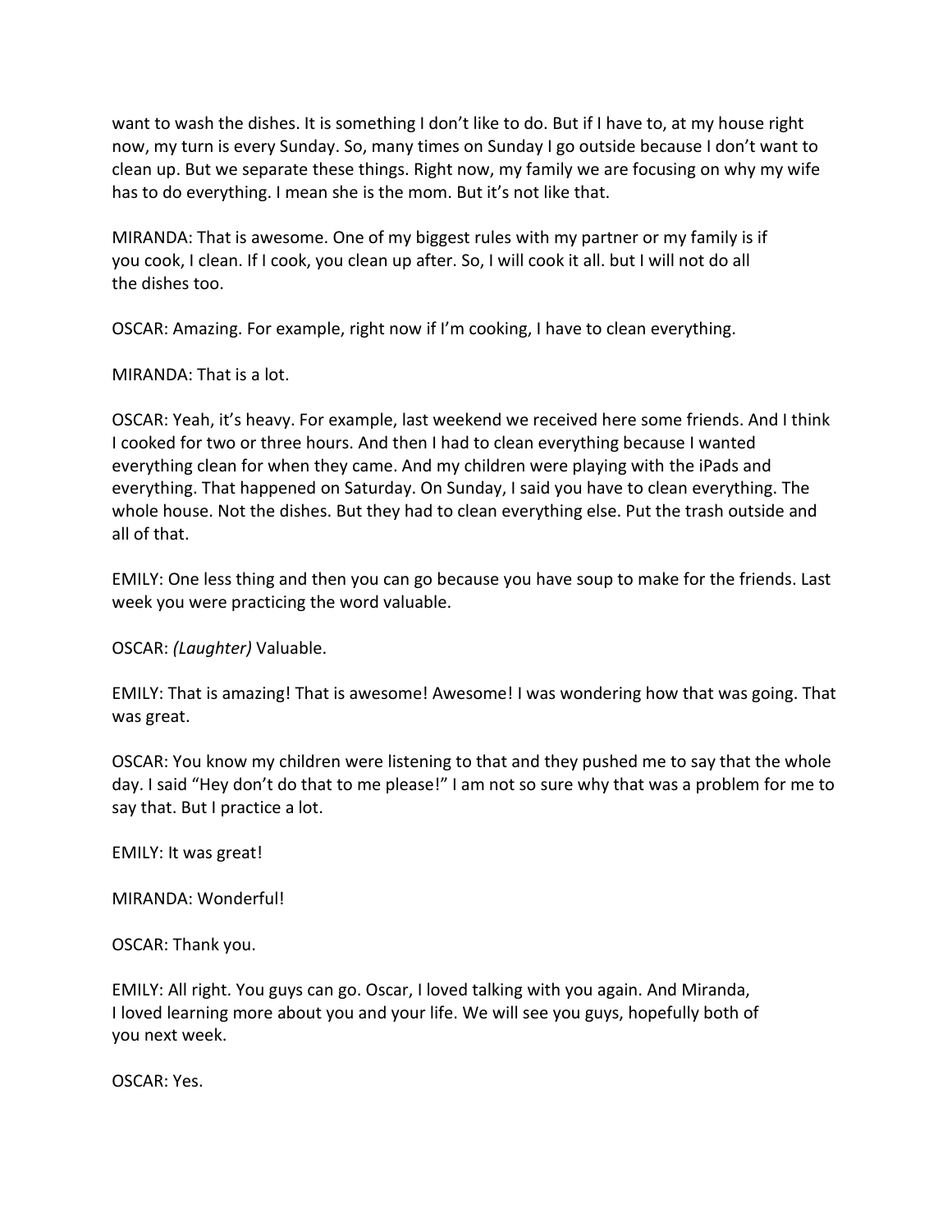want to wash the dishes. It is something I don't like to do. But if I have to, at my house right now, my turn is every Sunday. So, many times on Sunday I go outside because I don't want to clean up. But we separate these things. Right now, my family we are focusing on why my wife has to do everything. I mean she is the mom. But it's not like that.

MIRANDA: That is awesome. One of my biggest rules with my partner or my family is if you cook, I clean. If I cook, you clean up after. So, I will cook it all. but I will not do all the dishes too.

OSCAR: Amazing. For example, right now if I'm cooking, I have to clean everything.

MIRANDA: That is a lot.

OSCAR: Yeah, it's heavy. For example, last weekend we received here some friends. And I think I cooked for two or three hours. And then I had to clean everything because I wanted everything clean for when they came. And my children were playing with the iPads and everything. That happened on Saturday. On Sunday, I said you have to clean everything. The whole house. Not the dishes. But they had to clean everything else. Put the trash outside and all of that.

EMILY: One less thing and then you can go because you have soup to make for the friends. Last week you were practicing the word valuable.

OSCAR: *(Laughter)* Valuable.

EMILY: That is amazing! That is awesome! Awesome! I was wondering how that was going. That was great.

OSCAR: You know my children were listening to that and they pushed me to say that the whole day. I said "Hey don't do that to me please!" I am not so sure why that was a problem for me to say that. But I practice a lot.

EMILY: It was great!

MIRANDA: Wonderful!

OSCAR: Thank you.

EMILY: All right. You guys can go. Oscar, I loved talking with you again. And Miranda, I loved learning more about you and your life. We will see you guys, hopefully both of you next week.

OSCAR: Yes.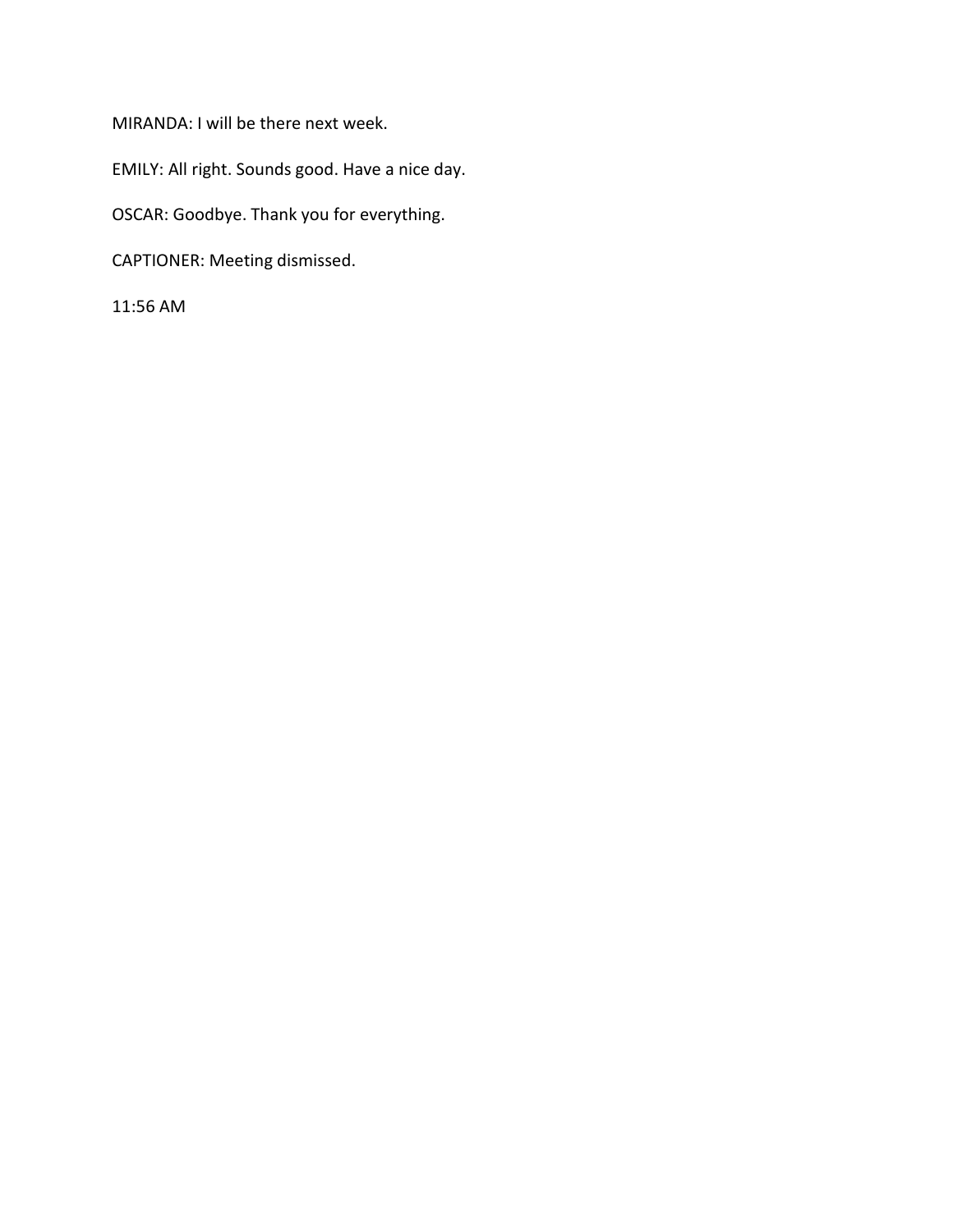MIRANDA: I will be there next week.

EMILY: All right. Sounds good. Have a nice day.

OSCAR: Goodbye. Thank you for everything.

CAPTIONER: Meeting dismissed.

11:56 AM